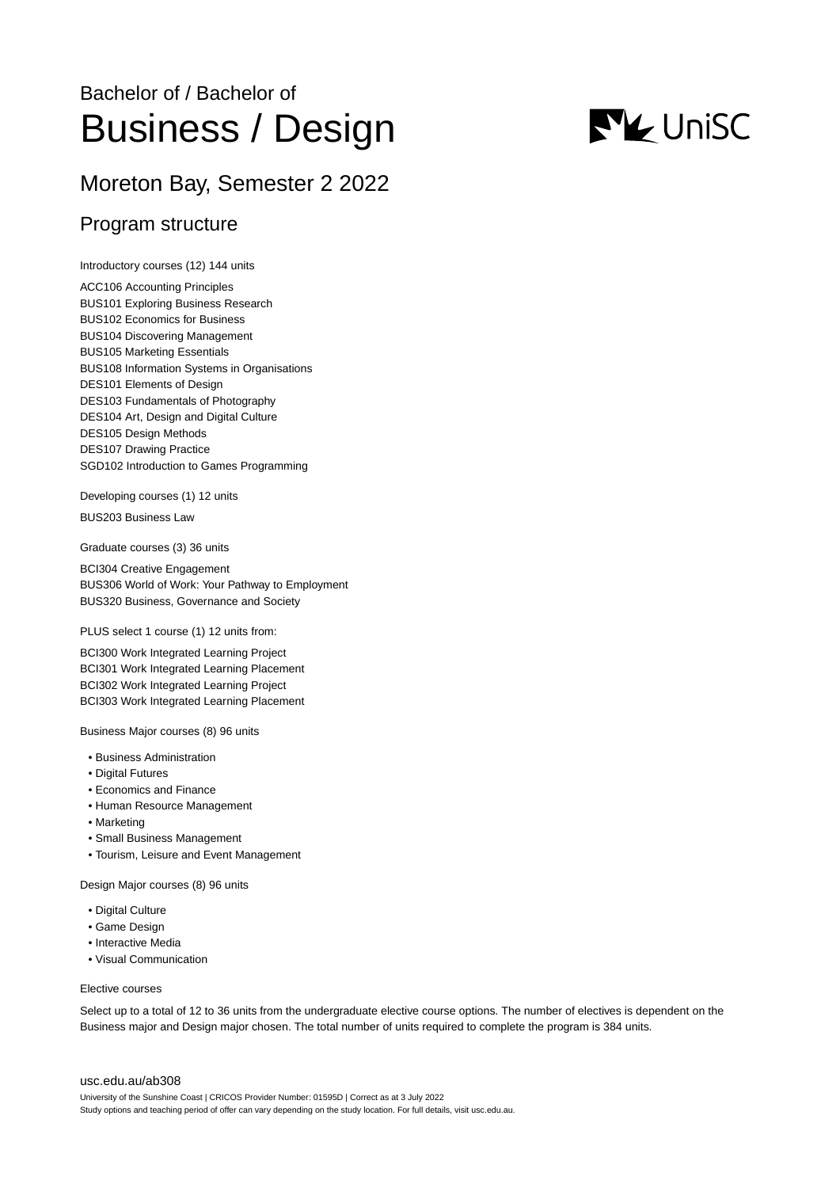Bachelor of / Bachelor of

# Business / Design

## Moreton Bay, Semester 2 2022

## Program structure

Introductory courses (12) 144 units

ACC106 Accounting Principles
BUS101 Exploring Business Research
BUS102 Economics for Business
BUS104 Discovering Management
BUS105 Marketing Essentials
BUS108 Information Systems in Organisations
DES101 Elements of Design
DES103 Fundamentals of Photography
DES104 Art, Design and Digital Culture
DES105 Design Methods
DES107 Drawing Practice
SGD102 Introduction to Games Programming

Developing courses (1) 12 units

BUS203 Business Law

Graduate courses (3) 36 units

BCI304 Creative Engagement
BUS306 World of Work: Your Pathway to Employment
BUS320 Business, Governance and Society

PLUS select 1 course (1) 12 units from:

BCI300 Work Integrated Learning Project
BCI301 Work Integrated Learning Placement
BCI302 Work Integrated Learning Project
BCI303 Work Integrated Learning Placement

Business Major courses (8) 96 units

- Business Administration
- Digital Futures
- Economics and Finance
- Human Resource Management
- Marketing
- Small Business Management
- Tourism, Leisure and Event Management

Design Major courses (8) 96 units

- Digital Culture
- Game Design
- Interactive Media
- Visual Communication

Elective courses

Select up to a total of 12 to 36 units from the undergraduate elective course options. The number of electives is dependent on the Business major and Design major chosen. The total number of units required to complete the program is 384 units.

usc.edu.au/ab308

University of the Sunshine Coast | CRICOS Provider Number: 01595D | Correct as at 3 July 2022
Study options and teaching period of offer can vary depending on the study location. For full details, visit usc.edu.au.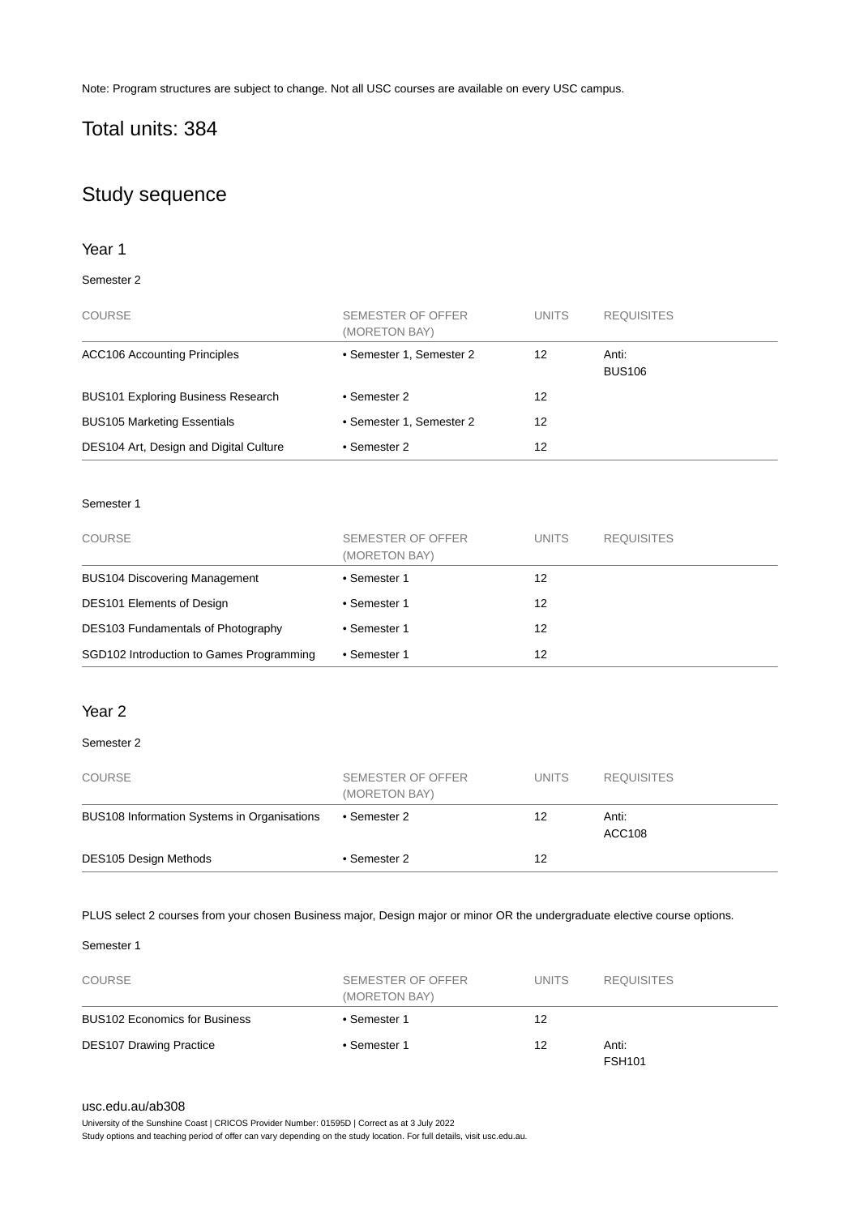Note: Program structures are subject to change. Not all USC courses are available on every USC campus.

## Total units: 384

## Study sequence

### Year 1

Semester 2

| COURSE | SEMESTER OF OFFER (MORETON BAY) | UNITS | REQUISITES |
|---|---|---|---|
| ACC106 Accounting Principles | • Semester 1, Semester 2 | 12 | Anti: BUS106 |
| BUS101 Exploring Business Research | • Semester 2 | 12 | |
| BUS105 Marketing Essentials | • Semester 1, Semester 2 | 12 | |
| DES104 Art, Design and Digital Culture | • Semester 2 | 12 | |

Semester 1

| COURSE | SEMESTER OF OFFER (MORETON BAY) | UNITS | REQUISITES |
|---|---|---|---|
| BUS104 Discovering Management | • Semester 1 | 12 | |
| DES101 Elements of Design | • Semester 1 | 12 | |
| DES103 Fundamentals of Photography | • Semester 1 | 12 | |
| SGD102 Introduction to Games Programming | • Semester 1 | 12 | |

### Year 2

Semester 2

| COURSE | SEMESTER OF OFFER (MORETON BAY) | UNITS | REQUISITES |
|---|---|---|---|
| BUS108 Information Systems in Organisations | • Semester 2 | 12 | Anti: ACC108 |
| DES105 Design Methods | • Semester 2 | 12 | |

PLUS select 2 courses from your chosen Business major, Design major or minor OR the undergraduate elective course options.

Semester 1

| COURSE | SEMESTER OF OFFER (MORETON BAY) | UNITS | REQUISITES |
|---|---|---|---|
| BUS102 Economics for Business | • Semester 1 | 12 | |
| DES107 Drawing Practice | • Semester 1 | 12 | Anti: FSH101 |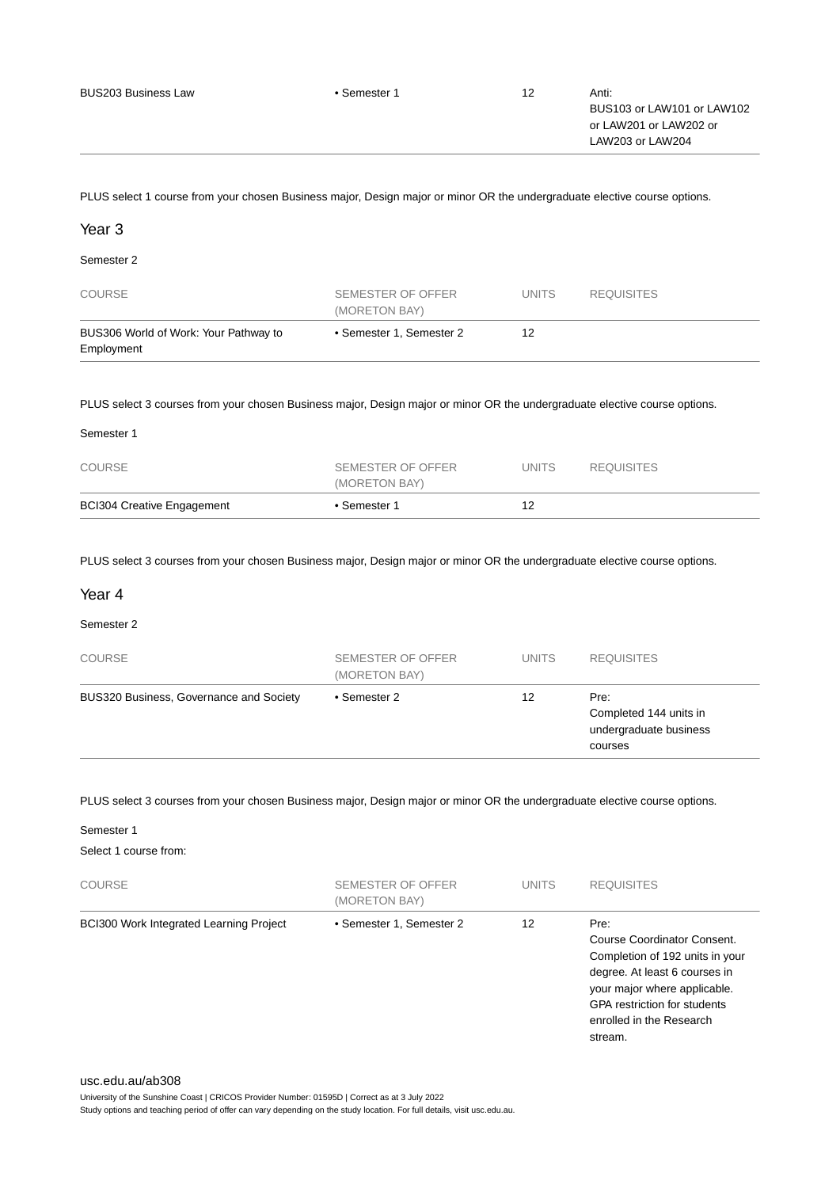| COURSE | SEMESTER OF OFFER (MORETON BAY) | UNITS | REQUISITES |
|---|---|---|---|
| BUS203 Business Law | • Semester 1 | 12 | Anti: BUS103 or LAW101 or LAW102 or LAW201 or LAW202 or LAW203 or LAW204 |

PLUS select 1 course from your chosen Business major, Design major or minor OR the undergraduate elective course options.

## Year 3

Semester 2

| COURSE | SEMESTER OF OFFER (MORETON BAY) | UNITS | REQUISITES |
|---|---|---|---|
| BUS306 World of Work: Your Pathway to Employment | • Semester 1, Semester 2 | 12 | |

PLUS select 3 courses from your chosen Business major, Design major or minor OR the undergraduate elective course options.

Semester 1

| COURSE | SEMESTER OF OFFER (MORETON BAY) | UNITS | REQUISITES |
|---|---|---|---|
| BCI304 Creative Engagement | • Semester 1 | 12 | |

PLUS select 3 courses from your chosen Business major, Design major or minor OR the undergraduate elective course options.

## Year 4

Semester 2

| COURSE | SEMESTER OF OFFER (MORETON BAY) | UNITS | REQUISITES |
|---|---|---|---|
| BUS320 Business, Governance and Society | • Semester 2 | 12 | Pre: Completed 144 units in undergraduate business courses |

PLUS select 3 courses from your chosen Business major, Design major or minor OR the undergraduate elective course options.

Semester 1

Select 1 course from:

| COURSE | SEMESTER OF OFFER (MORETON BAY) | UNITS | REQUISITES |
|---|---|---|---|
| BCI300 Work Integrated Learning Project | • Semester 1, Semester 2 | 12 | Pre: Course Coordinator Consent. Completion of 192 units in your degree. At least 6 courses in your major where applicable. GPA restriction for students enrolled in the Research stream. |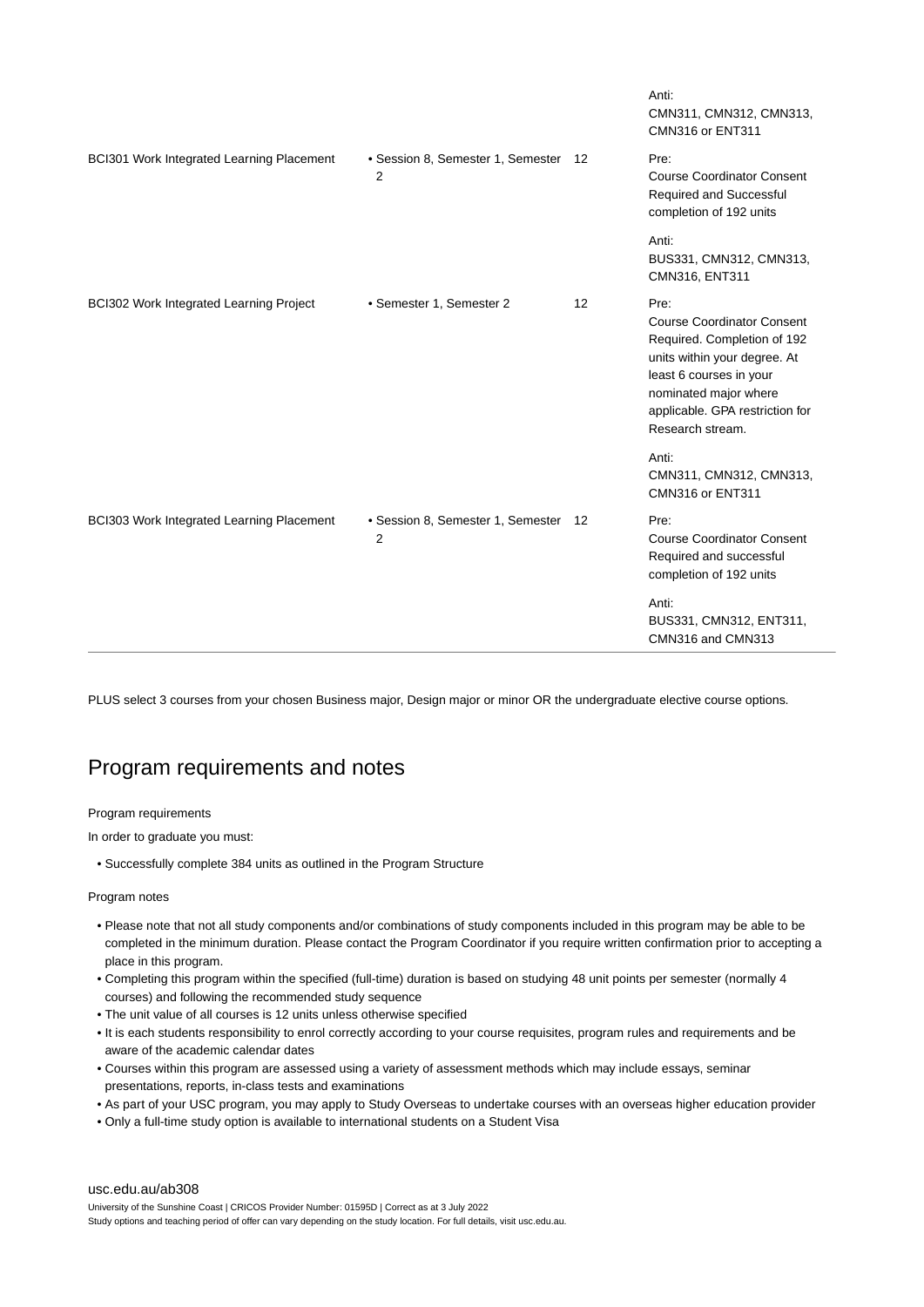| Course | Study period | Units | Requisites |
|---|---|---|---|
| | | | Anti: CMN311, CMN312, CMN313, CMN316 or ENT311 |
| BCI301 Work Integrated Learning Placement | • Session 8, Semester 1, Semester 2 | 12 | Pre: Course Coordinator Consent Required and Successful completion of 192 units<br><br>Anti: BUS331, CMN312, CMN313, CMN316, ENT311 |
| BCI302 Work Integrated Learning Project | • Semester 1, Semester 2 | 12 | Pre: Course Coordinator Consent Required. Completion of 192 units within your degree. At least 6 courses in your nominated major where applicable. GPA restriction for Research stream.<br><br>Anti: CMN311, CMN312, CMN313, CMN316 or ENT311 |
| BCI303 Work Integrated Learning Placement | • Session 8, Semester 1, Semester 2 | 12 | Pre: Course Coordinator Consent Required and successful completion of 192 units<br><br>Anti: BUS331, CMN312, ENT311, CMN316 and CMN313 |

PLUS select 3 courses from your chosen Business major, Design major or minor OR the undergraduate elective course options.

## Program requirements and notes

Program requirements

In order to graduate you must:

- Successfully complete 384 units as outlined in the Program Structure

Program notes

- Please note that not all study components and/or combinations of study components included in this program may be able to be completed in the minimum duration. Please contact the Program Coordinator if you require written confirmation prior to accepting a place in this program.
- Completing this program within the specified (full-time) duration is based on studying 48 unit points per semester (normally 4 courses) and following the recommended study sequence
- The unit value of all courses is 12 units unless otherwise specified
- It is each students responsibility to enrol correctly according to your course requisites, program rules and requirements and be aware of the academic calendar dates
- Courses within this program are assessed using a variety of assessment methods which may include essays, seminar presentations, reports, in-class tests and examinations
- As part of your USC program, you may apply to Study Overseas to undertake courses with an overseas higher education provider
- Only a full-time study option is available to international students on a Student Visa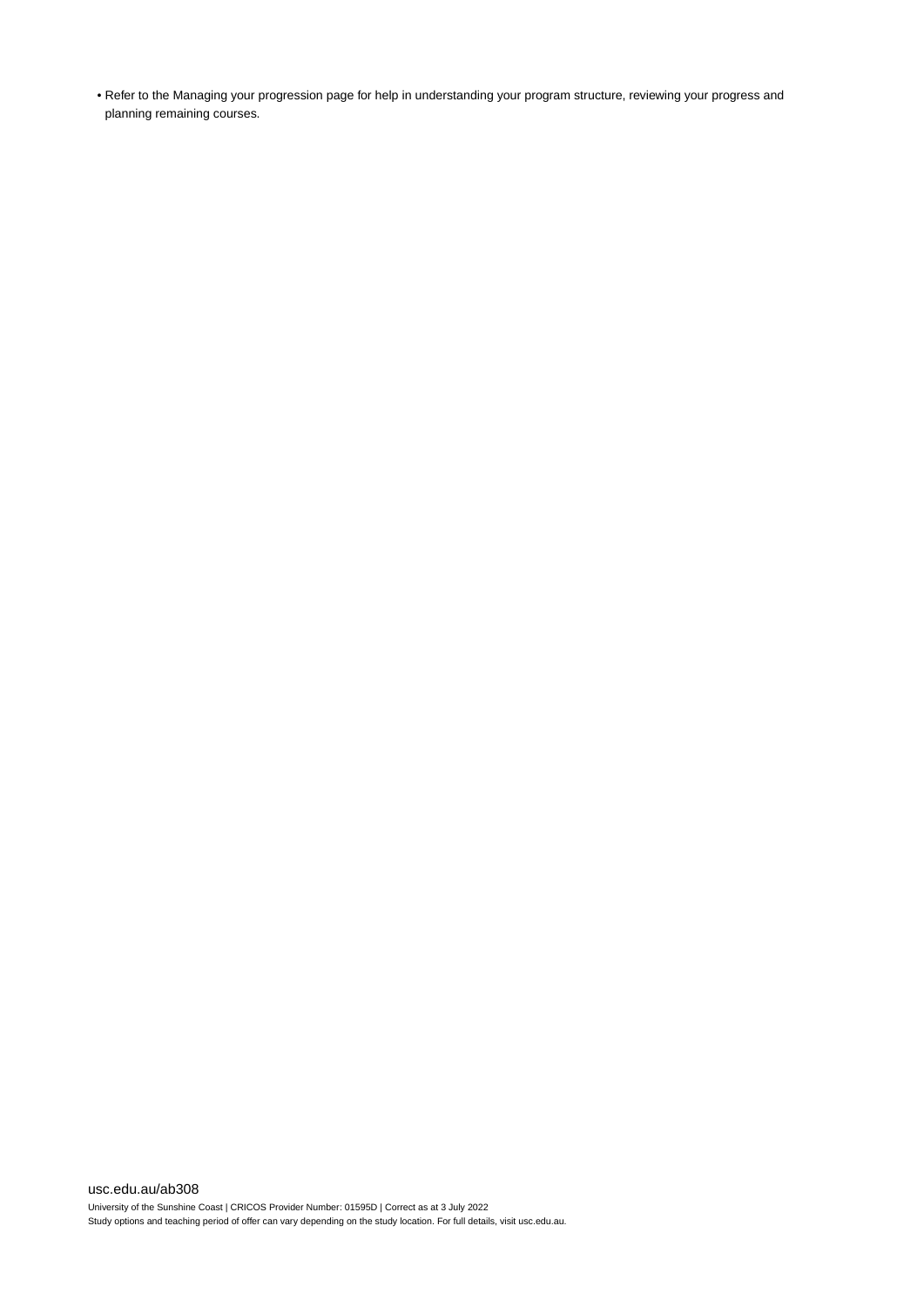- Refer to the Managing your progression page for help in understanding your program structure, reviewing your progress and planning remaining courses.